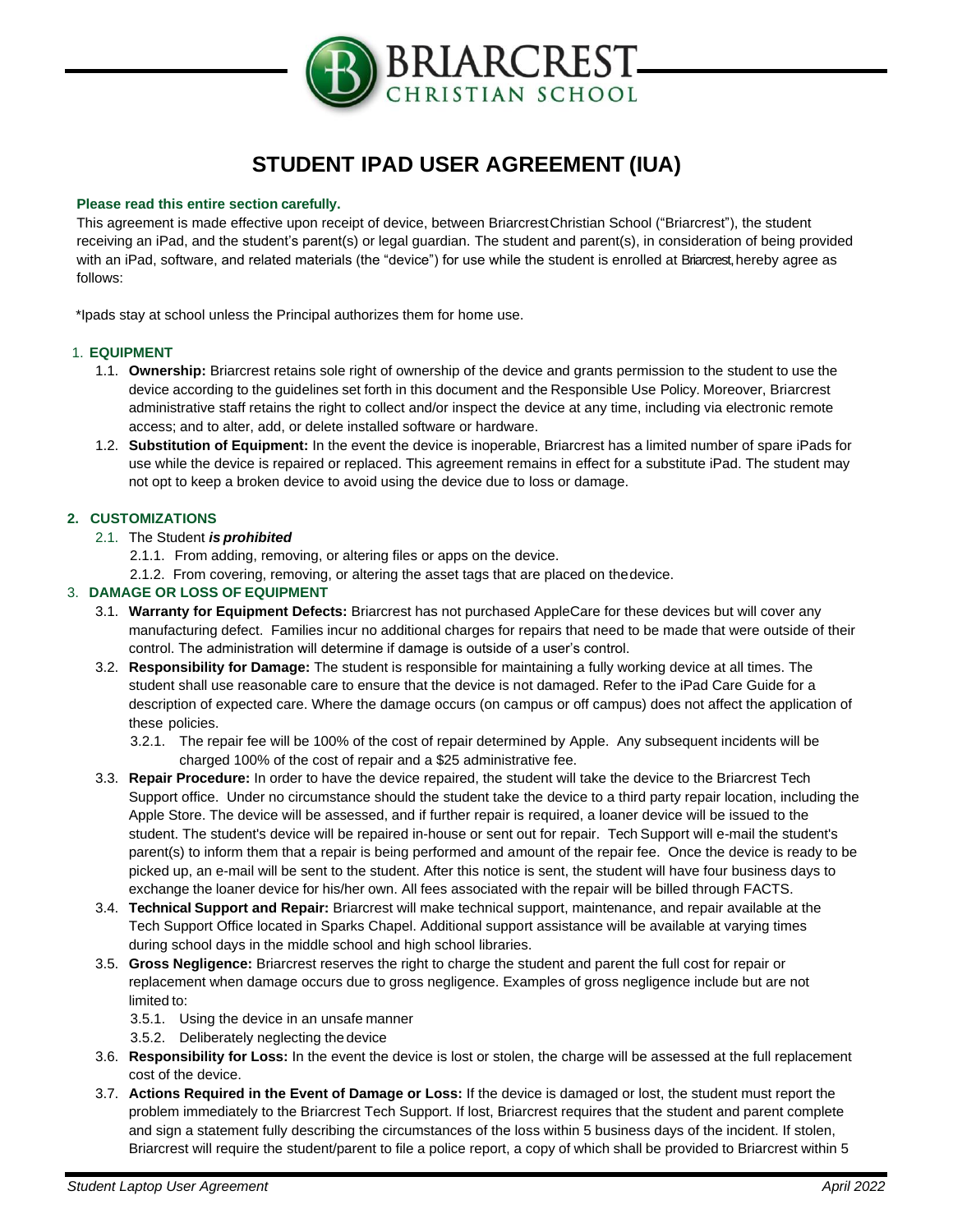# STUDENT IPAD USER AGREEMENT (IUA)

**Please read this entire section carefully.**

This agreement is made effective upon receipt of device, between Briarcrest Christian School ("Briarcrest"), the student receiving an iPad, and the student's parent(s) or legal guardian. The student and parent(s), in consideration of being provided with an iPad, software, and related materials (the "device") for use while the student is enrolled at Briarcrest, hereby agree as follows:

*Ipads stay at school unless the Principal authorizes them for home use.

## 1. EQUIPMENT

1.1. **Ownership:** Briarcrest retains sole right of ownership of the device and grants permission to the student to use the device according to the guidelines set forth in this document and the Responsible Use Policy. Moreover, Briarcrest administrative staff retains the right to collect and/or inspect the device at any time, including via electronic remote access; and to alter, add, or delete installed software or hardware.

1.2. **Substitution of Equipment:** In the event the device is inoperable, Briarcrest has a limited number of spare iPads for use while the device is repaired or replaced. This agreement remains in effect for a substitute iPad. The student may not opt to keep a broken device to avoid using the device due to loss or damage.

## 2. CUSTOMIZATIONS

2.1. The Student ***is prohibited***

2.1.1. From adding, removing, or altering files or apps on the device.

2.1.2. From covering, removing, or altering the asset tags that are placed on the device.

## 3. DAMAGE OR LOSS OF EQUIPMENT

3.1. **Warranty for Equipment Defects:** Briarcrest has not purchased AppleCare for these devices but will cover any manufacturing defect. Families incur no additional charges for repairs that need to be made that were outside of their control. The administration will determine if damage is outside of a user's control.

3.2. **Responsibility for Damage:** The student is responsible for maintaining a fully working device at all times. The student shall use reasonable care to ensure that the device is not damaged. Refer to the iPad Care Guide for a description of expected care. Where the damage occurs (on campus or off campus) does not affect the application of these policies.

3.2.1. The repair fee will be 100% of the cost of repair determined by Apple. Any subsequent incidents will be charged 100% of the cost of repair and a $25 administrative fee.

3.3. **Repair Procedure:** In order to have the device repaired, the student will take the device to the Briarcrest Tech Support office. Under no circumstance should the student take the device to a third party repair location, including the Apple Store. The device will be assessed, and if further repair is required, a loaner device will be issued to the student. The student's device will be repaired in-house or sent out for repair. Tech Support will e-mail the student's parent(s) to inform them that a repair is being performed and amount of the repair fee. Once the device is ready to be picked up, an e-mail will be sent to the student. After this notice is sent, the student will have four business days to exchange the loaner device for his/her own. All fees associated with the repair will be billed through FACTS.

3.4. **Technical Support and Repair:** Briarcrest will make technical support, maintenance, and repair available at the Tech Support Office located in Sparks Chapel. Additional support assistance will be available at varying times during school days in the middle school and high school libraries.

3.5. **Gross Negligence:** Briarcrest reserves the right to charge the student and parent the full cost for repair or replacement when damage occurs due to gross negligence. Examples of gross negligence include but are not limited to:

3.5.1. Using the device in an unsafe manner

3.5.2. Deliberately neglecting the device

3.6. **Responsibility for Loss:** In the event the device is lost or stolen, the charge will be assessed at the full replacement cost of the device.

3.7. **Actions Required in the Event of Damage or Loss:** If the device is damaged or lost, the student must report the problem immediately to the Briarcrest Tech Support. If lost, Briarcrest requires that the student and parent complete and sign a statement fully describing the circumstances of the loss within 5 business days of the incident. If stolen, Briarcrest will require the student/parent to file a police report, a copy of which shall be provided to Briarcrest within 5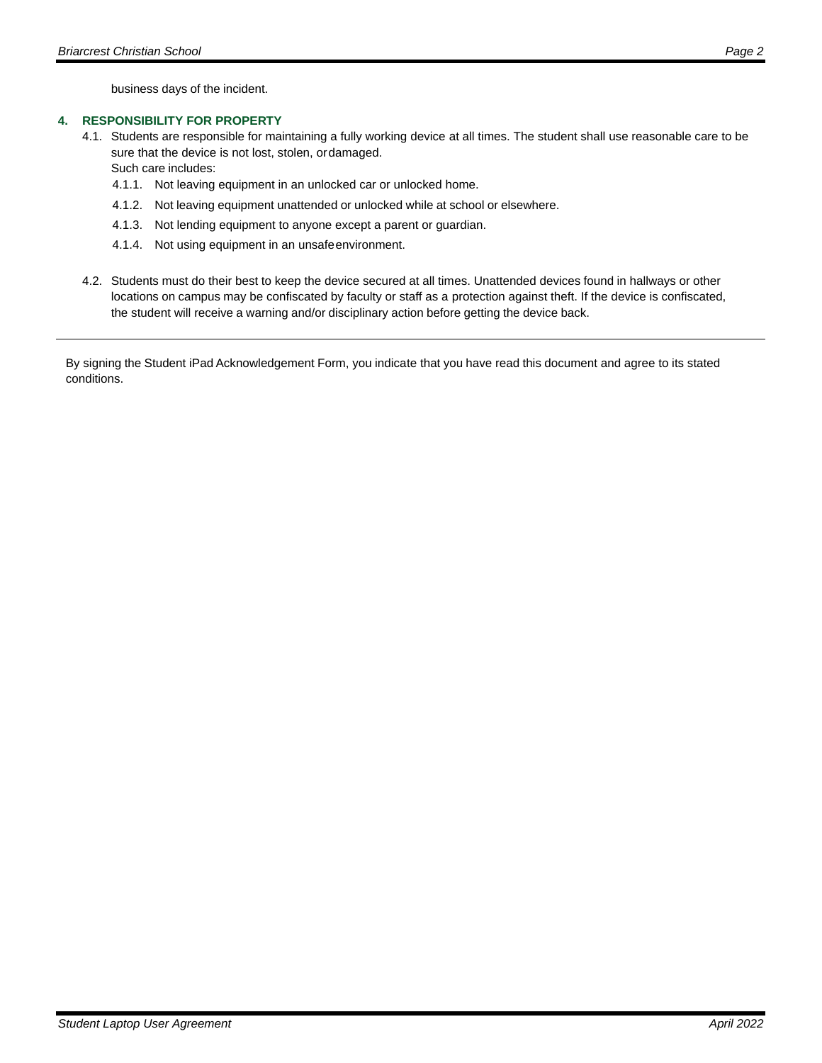business days of the incident.

## 4. RESPONSIBILITY FOR PROPERTY

4.1. Students are responsible for maintaining a fully working device at all times. The student shall use reasonable care to be sure that the device is not lost, stolen, or damaged.
Such care includes:

- 4.1.1. Not leaving equipment in an unlocked car or unlocked home.
- 4.1.2. Not leaving equipment unattended or unlocked while at school or elsewhere.
- 4.1.3. Not lending equipment to anyone except a parent or guardian.
- 4.1.4. Not using equipment in an unsafe environment.

4.2. Students must do their best to keep the device secured at all times. Unattended devices found in hallways or other locations on campus may be confiscated by faculty or staff as a protection against theft. If the device is confiscated, the student will receive a warning and/or disciplinary action before getting the device back.

---

By signing the Student iPad Acknowledgement Form, you indicate that you have read this document and agree to its stated conditions.